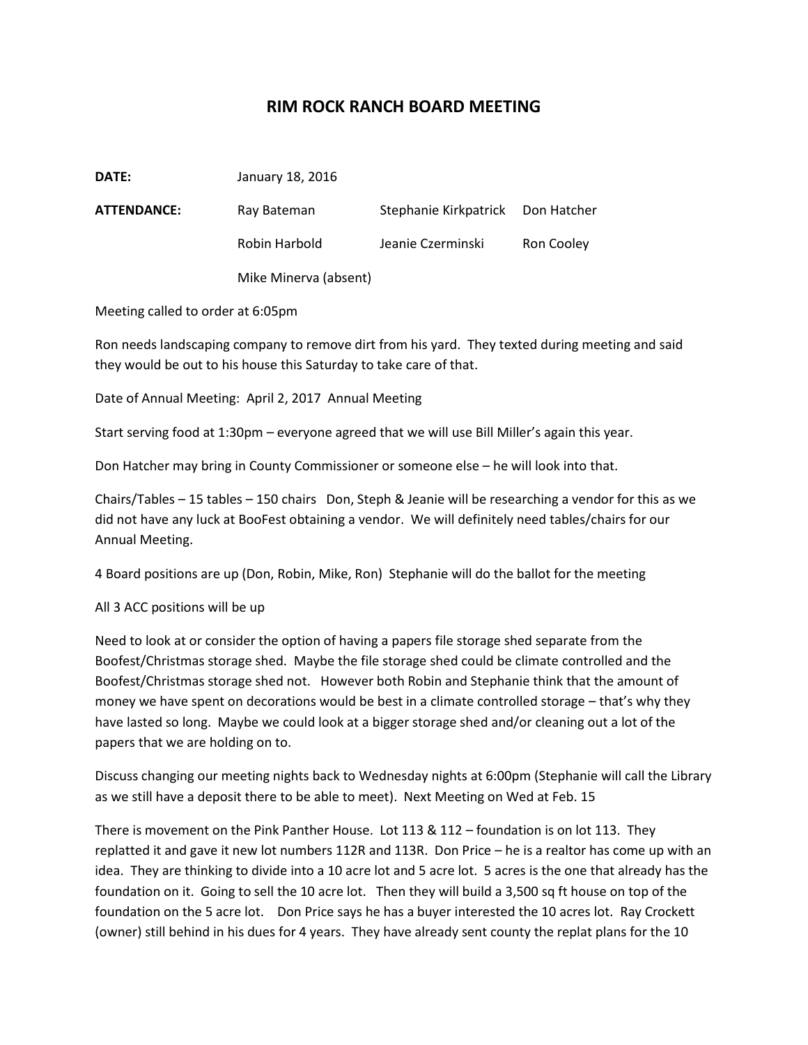# RIM ROCK RANCH BOARD MEETING

**DATE:** January 18, 2016

**ATTENDANCE:**

| | | |
|---|---|---|
| Ray Bateman | Stephanie Kirkpatrick | Don Hatcher |
| Robin Harbold | Jeanie Czerminski | Ron Cooley |
| Mike Minerva (absent) | | |

Meeting called to order at 6:05pm

Ron needs landscaping company to remove dirt from his yard. They texted during meeting and said they would be out to his house this Saturday to take care of that.

Date of Annual Meeting: April 2, 2017 Annual Meeting

Start serving food at 1:30pm – everyone agreed that we will use Bill Miller's again this year.

Don Hatcher may bring in County Commissioner or someone else – he will look into that.

Chairs/Tables – 15 tables – 150 chairs Don, Steph & Jeanie will be researching a vendor for this as we did not have any luck at BooFest obtaining a vendor. We will definitely need tables/chairs for our Annual Meeting.

4 Board positions are up (Don, Robin, Mike, Ron) Stephanie will do the ballot for the meeting

All 3 ACC positions will be up

Need to look at or consider the option of having a papers file storage shed separate from the Boofest/Christmas storage shed. Maybe the file storage shed could be climate controlled and the Boofest/Christmas storage shed not. However both Robin and Stephanie think that the amount of money we have spent on decorations would be best in a climate controlled storage – that's why they have lasted so long. Maybe we could look at a bigger storage shed and/or cleaning out a lot of the papers that we are holding on to.

Discuss changing our meeting nights back to Wednesday nights at 6:00pm (Stephanie will call the Library as we still have a deposit there to be able to meet). Next Meeting on Wed at Feb. 15

There is movement on the Pink Panther House. Lot 113 & 112 – foundation is on lot 113. They replatted it and gave it new lot numbers 112R and 113R. Don Price – he is a realtor has come up with an idea. They are thinking to divide into a 10 acre lot and 5 acre lot. 5 acres is the one that already has the foundation on it. Going to sell the 10 acre lot. Then they will build a 3,500 sq ft house on top of the foundation on the 5 acre lot. Don Price says he has a buyer interested the 10 acres lot. Ray Crockett (owner) still behind in his dues for 4 years. They have already sent county the replat plans for the 10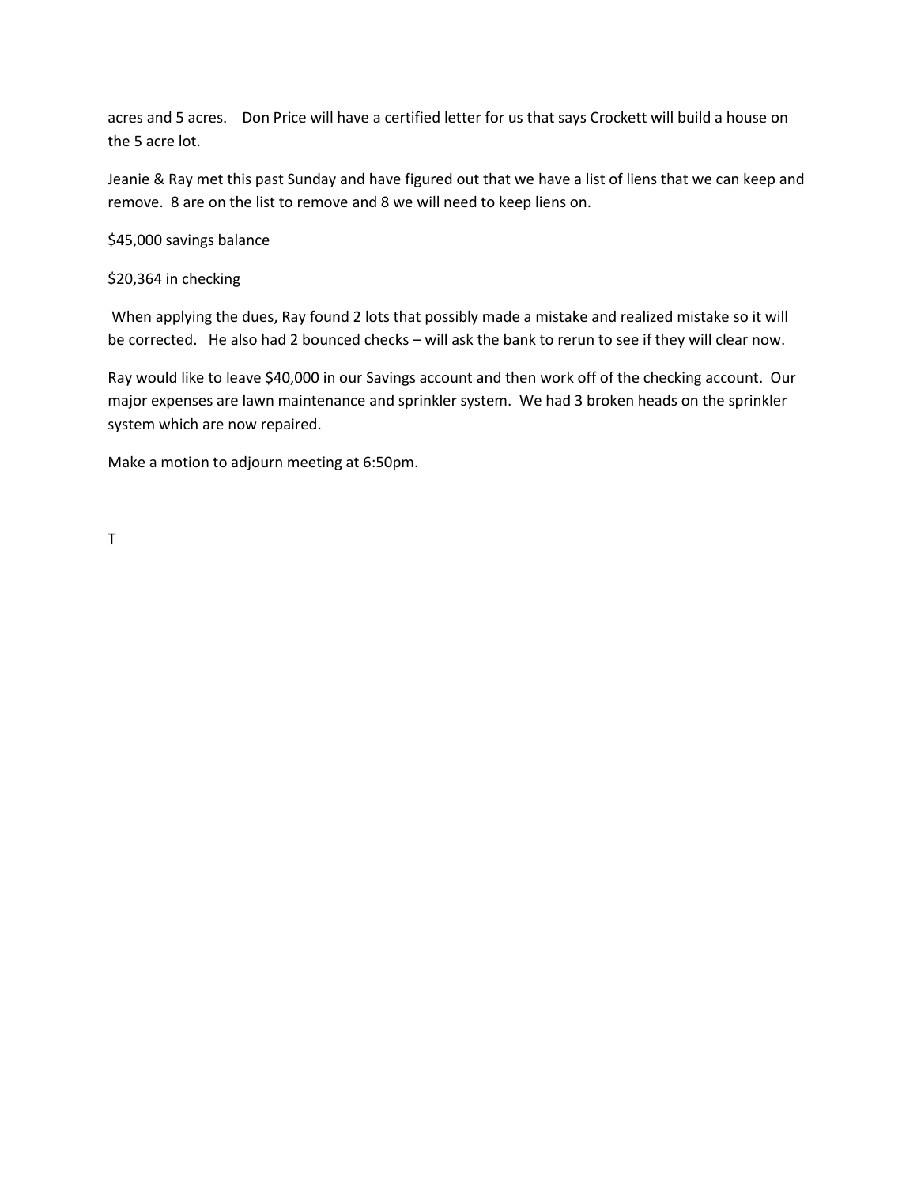acres and 5 acres. Don Price will have a certified letter for us that says Crockett will build a house on the 5 acre lot.

Jeanie & Ray met this past Sunday and have figured out that we have a list of liens that we can keep and remove. 8 are on the list to remove and 8 we will need to keep liens on.

$45,000 savings balance

$20,364 in checking

When applying the dues, Ray found 2 lots that possibly made a mistake and realized mistake so it will be corrected. He also had 2 bounced checks – will ask the bank to rerun to see if they will clear now.

Ray would like to leave $40,000 in our Savings account and then work off of the checking account. Our major expenses are lawn maintenance and sprinkler system. We had 3 broken heads on the sprinkler system which are now repaired.

Make a motion to adjourn meeting at 6:50pm.

T